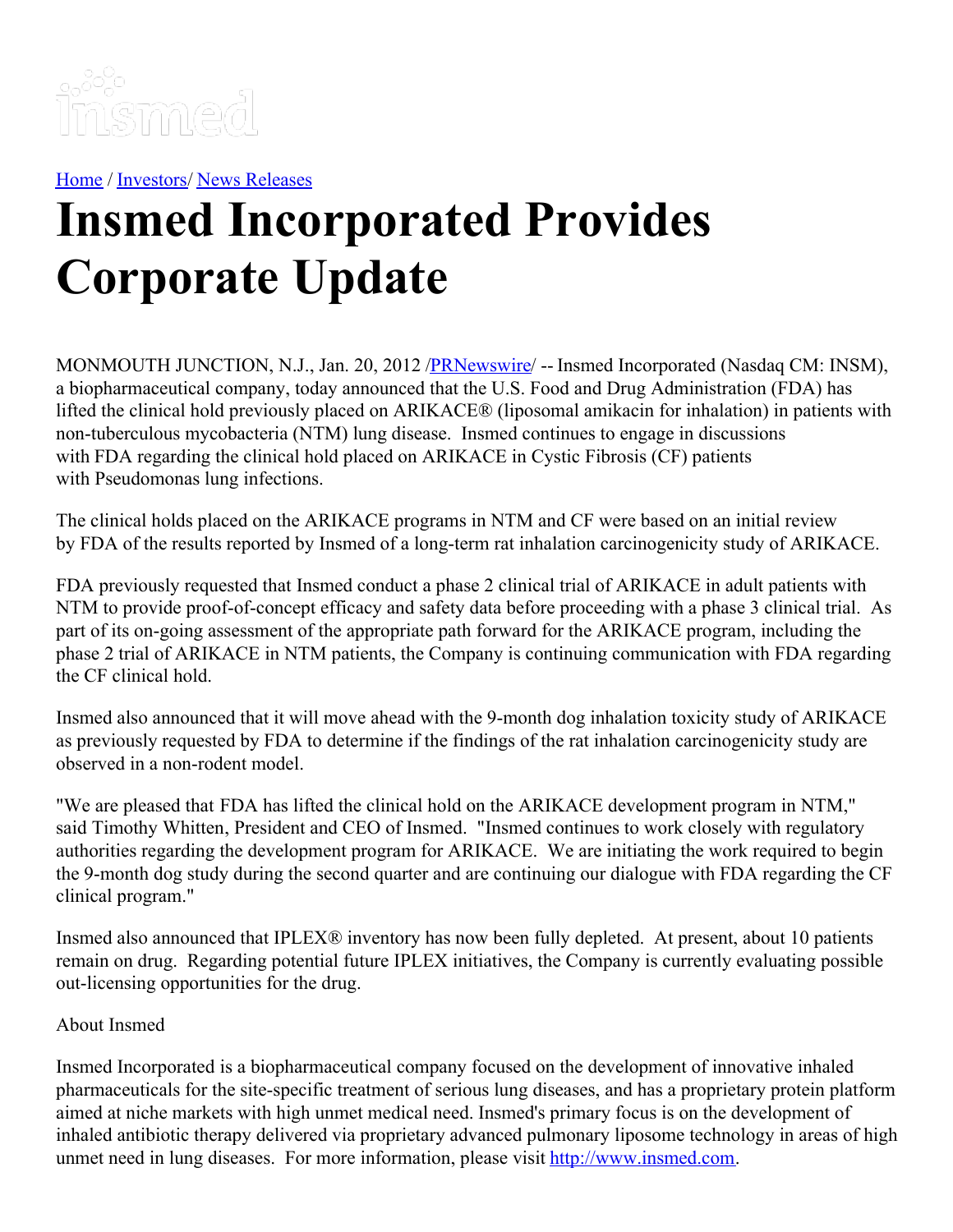[Home](#) / [Investors](#)/ [News Releases](#)

# Insmed Incorporated Provides Corporate Update

MONMOUTH JUNCTION, N.J., Jan. 20, 2012 /[PRNewswire](#)/ -- Insmed Incorporated (Nasdaq CM: INSM), a biopharmaceutical company, today announced that the U.S. Food and Drug Administration (FDA) has lifted the clinical hold previously placed on ARIKACE® (liposomal amikacin for inhalation) in patients with non-tuberculous mycobacteria (NTM) lung disease. Insmed continues to engage in discussions with FDA regarding the clinical hold placed on ARIKACE in Cystic Fibrosis (CF) patients with Pseudomonas lung infections.

The clinical holds placed on the ARIKACE programs in NTM and CF were based on an initial review by FDA of the results reported by Insmed of a long-term rat inhalation carcinogenicity study of ARIKACE.

FDA previously requested that Insmed conduct a phase 2 clinical trial of ARIKACE in adult patients with NTM to provide proof-of-concept efficacy and safety data before proceeding with a phase 3 clinical trial. As part of its on-going assessment of the appropriate path forward for the ARIKACE program, including the phase 2 trial of ARIKACE in NTM patients, the Company is continuing communication with FDA regarding the CF clinical hold.

Insmed also announced that it will move ahead with the 9-month dog inhalation toxicity study of ARIKACE as previously requested by FDA to determine if the findings of the rat inhalation carcinogenicity study are observed in a non-rodent model.

"We are pleased that FDA has lifted the clinical hold on the ARIKACE development program in NTM," said Timothy Whitten, President and CEO of Insmed. "Insmed continues to work closely with regulatory authorities regarding the development program for ARIKACE. We are initiating the work required to begin the 9-month dog study during the second quarter and are continuing our dialogue with FDA regarding the CF clinical program."

Insmed also announced that IPLEX® inventory has now been fully depleted. At present, about 10 patients remain on drug. Regarding potential future IPLEX initiatives, the Company is currently evaluating possible out-licensing opportunities for the drug.

About Insmed

Insmed Incorporated is a biopharmaceutical company focused on the development of innovative inhaled pharmaceuticals for the site-specific treatment of serious lung diseases, and has a proprietary protein platform aimed at niche markets with high unmet medical need. Insmed's primary focus is on the development of inhaled antibiotic therapy delivered via proprietary advanced pulmonary liposome technology in areas of high unmet need in lung diseases. For more information, please visit [http://www.insmed.com](http://www.insmed.com).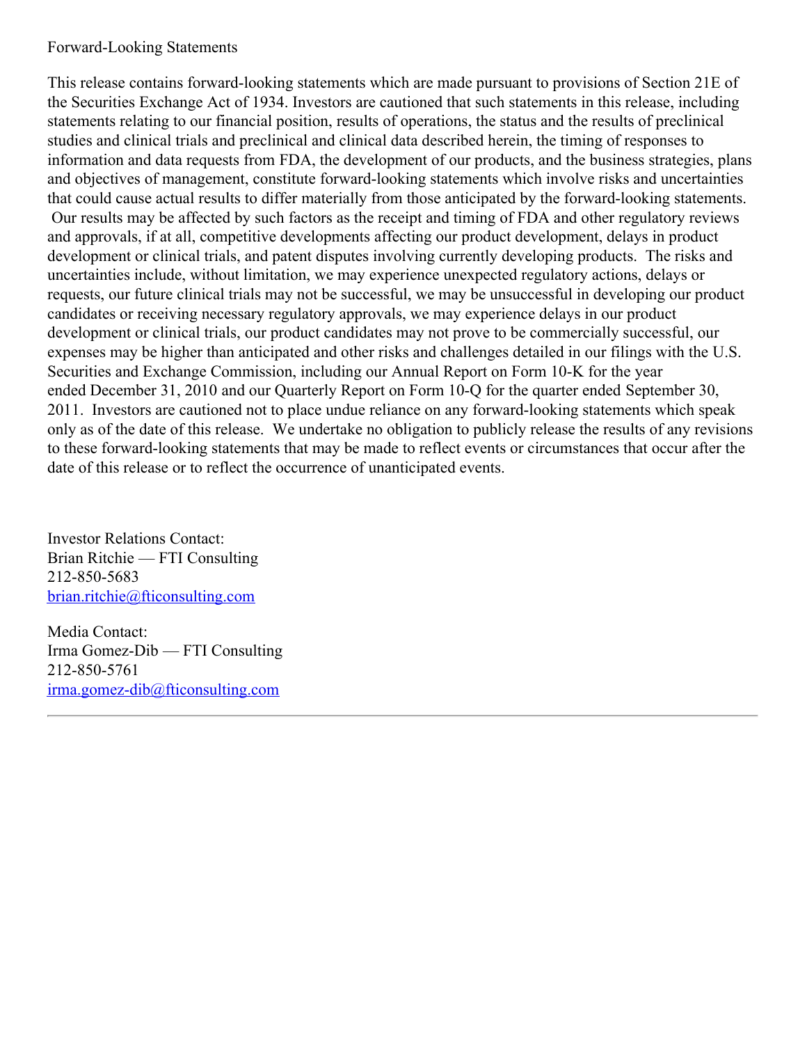Forward-Looking Statements

This release contains forward-looking statements which are made pursuant to provisions of Section 21E of the Securities Exchange Act of 1934. Investors are cautioned that such statements in this release, including statements relating to our financial position, results of operations, the status and the results of preclinical studies and clinical trials and preclinical and clinical data described herein, the timing of responses to information and data requests from FDA, the development of our products, and the business strategies, plans and objectives of management, constitute forward-looking statements which involve risks and uncertainties that could cause actual results to differ materially from those anticipated by the forward-looking statements. Our results may be affected by such factors as the receipt and timing of FDA and other regulatory reviews and approvals, if at all, competitive developments affecting our product development, delays in product development or clinical trials, and patent disputes involving currently developing products. The risks and uncertainties include, without limitation, we may experience unexpected regulatory actions, delays or requests, our future clinical trials may not be successful, we may be unsuccessful in developing our product candidates or receiving necessary regulatory approvals, we may experience delays in our product development or clinical trials, our product candidates may not prove to be commercially successful, our expenses may be higher than anticipated and other risks and challenges detailed in our filings with the U.S. Securities and Exchange Commission, including our Annual Report on Form 10-K for the year ended December 31, 2010 and our Quarterly Report on Form 10-Q for the quarter ended September 30, 2011. Investors are cautioned not to place undue reliance on any forward-looking statements which speak only as of the date of this release. We undertake no obligation to publicly release the results of any revisions to these forward-looking statements that may be made to reflect events or circumstances that occur after the date of this release or to reflect the occurrence of unanticipated events.

Investor Relations Contact:
Brian Ritchie — FTI Consulting
212-850-5683
brian.ritchie@fticonsulting.com

Media Contact:
Irma Gomez-Dib — FTI Consulting
212-850-5761
irma.gomez-dib@fticonsulting.com